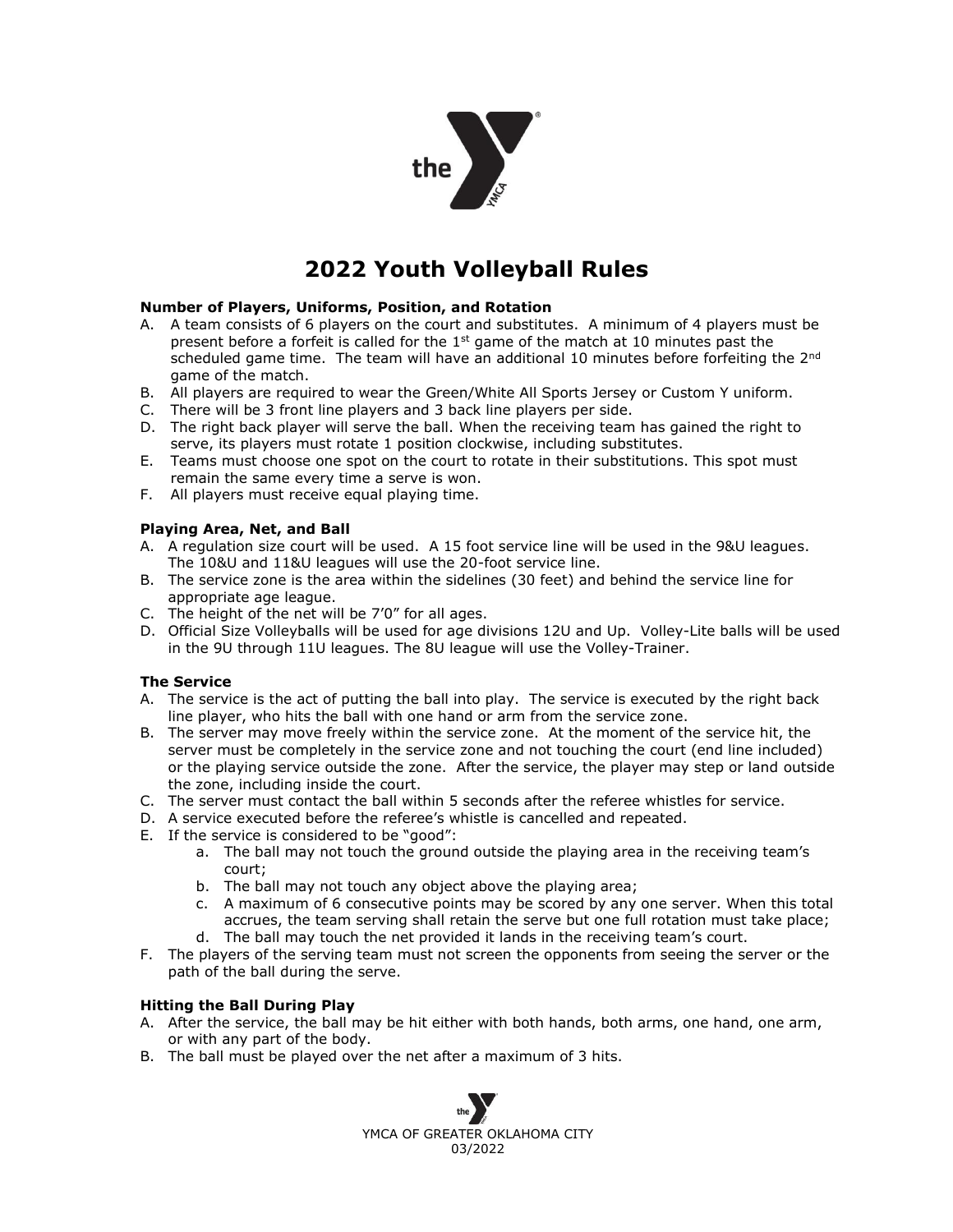# 2022 Youth Volleyball Rules

**Number of Players, Uniforms, Position, and Rotation**

A. A team consists of 6 players on the court and substitutes. A minimum of 4 players must be present before a forfeit is called for the 1st game of the match at 10 minutes past the scheduled game time. The team will have an additional 10 minutes before forfeiting the 2nd game of the match.
B. All players are required to wear the Green/White All Sports Jersey or Custom Y uniform.
C. There will be 3 front line players and 3 back line players per side.
D. The right back player will serve the ball. When the receiving team has gained the right to serve, its players must rotate 1 position clockwise, including substitutes.
E. Teams must choose one spot on the court to rotate in their substitutions. This spot must remain the same every time a serve is won.
F. All players must receive equal playing time.

**Playing Area, Net, and Ball**

A. A regulation size court will be used. A 15 foot service line will be used in the 9&U leagues. The 10&U and 11&U leagues will use the 20-foot service line.
B. The service zone is the area within the sidelines (30 feet) and behind the service line for appropriate age league.
C. The height of the net will be 7'0" for all ages.
D. Official Size Volleyballs will be used for age divisions 12U and Up. Volley-Lite balls will be used in the 9U through 11U leagues. The 8U league will use the Volley-Trainer.

**The Service**

A. The service is the act of putting the ball into play. The service is executed by the right back line player, who hits the ball with one hand or arm from the service zone.
B. The server may move freely within the service zone. At the moment of the service hit, the server must be completely in the service zone and not touching the court (end line included) or the playing service outside the zone. After the service, the player may step or land outside the zone, including inside the court.
C. The server must contact the ball within 5 seconds after the referee whistles for service.
D. A service executed before the referee's whistle is cancelled and repeated.
E. If the service is considered to be "good":
    a. The ball may not touch the ground outside the playing area in the receiving team's court;
    b. The ball may not touch any object above the playing area;
    c. A maximum of 6 consecutive points may be scored by any one server. When this total accrues, the team serving shall retain the serve but one full rotation must take place;
    d. The ball may touch the net provided it lands in the receiving team's court.
F. The players of the serving team must not screen the opponents from seeing the server or the path of the ball during the serve.

**Hitting the Ball During Play**

A. After the service, the ball may be hit either with both hands, both arms, one hand, one arm, or with any part of the body.
B. The ball must be played over the net after a maximum of 3 hits.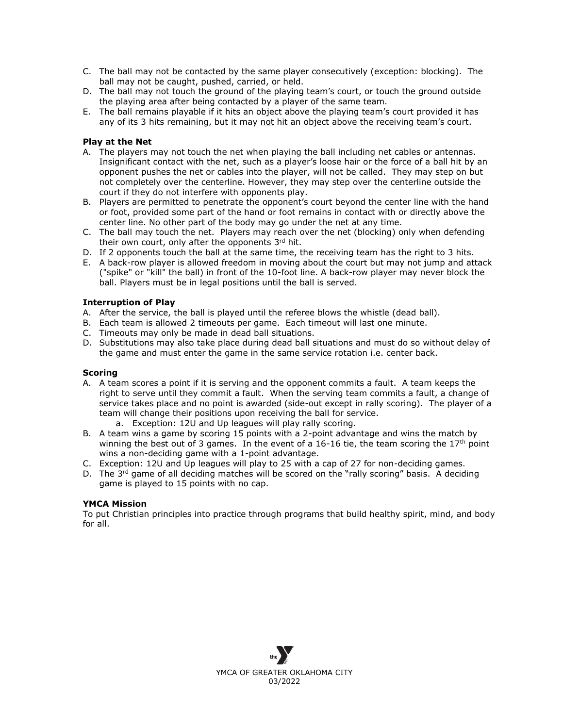C. The ball may not be contacted by the same player consecutively (exception: blocking). The ball may not be caught, pushed, carried, or held.
D. The ball may not touch the ground of the playing team's court, or touch the ground outside the playing area after being contacted by a player of the same team.
E. The ball remains playable if it hits an object above the playing team's court provided it has any of its 3 hits remaining, but it may not hit an object above the receiving team's court.

**Play at the Net**

A. The players may not touch the net when playing the ball including net cables or antennas. Insignificant contact with the net, such as a player's loose hair or the force of a ball hit by an opponent pushes the net or cables into the player, will not be called. They may step on but not completely over the centerline. However, they may step over the centerline outside the court if they do not interfere with opponents play.
B. Players are permitted to penetrate the opponent's court beyond the center line with the hand or foot, provided some part of the hand or foot remains in contact with or directly above the center line. No other part of the body may go under the net at any time.
C. The ball may touch the net. Players may reach over the net (blocking) only when defending their own court, only after the opponents 3rd hit.
D. If 2 opponents touch the ball at the same time, the receiving team has the right to 3 hits.
E. A back-row player is allowed freedom in moving about the court but may not jump and attack ("spike" or "kill" the ball) in front of the 10-foot line. A back-row player may never block the ball. Players must be in legal positions until the ball is served.

**Interruption of Play**

A. After the service, the ball is played until the referee blows the whistle (dead ball).
B. Each team is allowed 2 timeouts per game. Each timeout will last one minute.
C. Timeouts may only be made in dead ball situations.
D. Substitutions may also take place during dead ball situations and must do so without delay of the game and must enter the game in the same service rotation i.e. center back.

**Scoring**

A. A team scores a point if it is serving and the opponent commits a fault. A team keeps the right to serve until they commit a fault. When the serving team commits a fault, a change of service takes place and no point is awarded (side-out except in rally scoring). The player of a team will change their positions upon receiving the ball for service.
    a. Exception: 12U and Up leagues will play rally scoring.
B. A team wins a game by scoring 15 points with a 2-point advantage and wins the match by winning the best out of 3 games. In the event of a 16-16 tie, the team scoring the 17th point wins a non-deciding game with a 1-point advantage.
C. Exception: 12U and Up leagues will play to 25 with a cap of 27 for non-deciding games.
D. The 3rd game of all deciding matches will be scored on the "rally scoring" basis. A deciding game is played to 15 points with no cap.

**YMCA Mission**

To put Christian principles into practice through programs that build healthy spirit, mind, and body for all.

YMCA OF GREATER OKLAHOMA CITY
03/2022